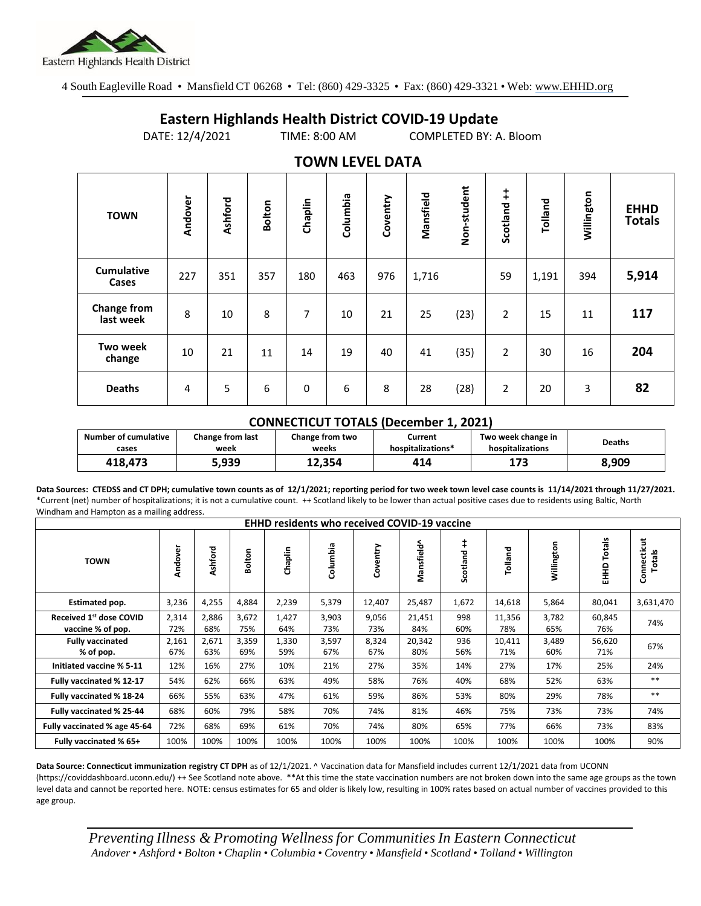Eastern Highlands Health District

4 South Eagleville Road • Mansfield CT 06268 • Tel: (860) 429-3325 • Fax: (860) 429-3321 • Web: www.EHHD.org

# Eastern Highlands Health District COVID-19 Update

DATE: 12/4/2021 TIME: 8:00 AM COMPLETED BY: A. Bloom

## TOWN LEVEL DATA

| TOWN | Andover | Ashford | Bolton | Chaplin | Columbia | Coventry | Mansfield | Non-student | Scotland ++ | Tolland | Willington | EHHD Totals |
|---|---|---|---|---|---|---|---|---|---|---|---|---|
| Cumulative Cases | 227 | 351 | 357 | 180 | 463 | 976 | 1,716 | | 59 | 1,191 | 394 | **5,914** |
| Change from last week | 8 | 10 | 8 | 7 | 10 | 21 | 25 | (23) | 2 | 15 | 11 | **117** |
| Two week change | 10 | 21 | 11 | 14 | 19 | 40 | 41 | (35) | 2 | 30 | 16 | **204** |
| Deaths | 4 | 5 | 6 | 0 | 6 | 8 | 28 | (28) | 2 | 20 | 3 | **82** |

### CONNECTICUT TOTALS (December 1, 2021)

| Number of cumulative cases | Change from last week | Change from two weeks | Current hospitalizations* | Two week change in hospitalizations | Deaths |
|---|---|---|---|---|---|
| **418,473** | **5,939** | **12,354** | **414** | **173** | **8,909** |

**Data Sources: CTEDSS and CT DPH; cumulative town counts as of 12/1/2021; reporting period for two week town level case counts is 11/14/2021 through 11/27/2021.** *Current (net) number of hospitalizations; it is not a cumulative count. ++ Scotland likely to be lower than actual positive cases due to residents using Baltic, North Windham and Hampton as a mailing address.

| EHHD residents who received COVID-19 vaccine | | | | | | | | | | | | |
|---|---|---|---|---|---|---|---|---|---|---|---|---|
| TOWN | Andover | Ashford | Bolton | Chaplin | Columbia | Coventry | Mansfield^ | Scotland ++ | Tolland | Willington | EHHD Totals | Connecticut Totals |
| Estimated pop. | 3,236 | 4,255 | 4,884 | 2,239 | 5,379 | 12,407 | 25,487 | 1,672 | 14,618 | 5,864 | 80,041 | 3,631,470 |
| Received 1st dose COVID vaccine % of pop. | 2,314 72% | 2,886 68% | 3,672 75% | 1,427 64% | 3,903 73% | 9,056 73% | 21,451 84% | 998 60% | 11,356 78% | 3,782 65% | 60,845 76% | 74% |
| Fully vaccinated % of pop. | 2,161 67% | 2,671 63% | 3,359 69% | 1,330 59% | 3,597 67% | 8,324 67% | 20,342 80% | 936 56% | 10,411 71% | 3,489 60% | 56,620 71% | 67% |
| Initiated vaccine % 5-11 | 12% | 16% | 27% | 10% | 21% | 27% | 35% | 14% | 27% | 17% | 25% | 24% |
| Fully vaccinated % 12-17 | 54% | 62% | 66% | 63% | 49% | 58% | 76% | 40% | 68% | 52% | 63% | ** |
| Fully vaccinated % 18-24 | 66% | 55% | 63% | 47% | 61% | 59% | 86% | 53% | 80% | 29% | 78% | ** |
| Fully vaccinated % 25-44 | 68% | 60% | 79% | 58% | 70% | 74% | 81% | 46% | 75% | 73% | 73% | 74% |
| Fully vaccinated % age 45-64 | 72% | 68% | 69% | 61% | 70% | 74% | 80% | 65% | 77% | 66% | 73% | 83% |
| Fully vaccinated % 65+ | 100% | 100% | 100% | 100% | 100% | 100% | 100% | 100% | 100% | 100% | 100% | 90% |

**Data Source: Connecticut immunization registry CT DPH** as of 12/1/2021. ^ Vaccination data for Mansfield includes current 12/1/2021 data from UCONN (https://coviddashboard.uconn.edu/) ++ See Scotland note above. **At this time the state vaccination numbers are not broken down into the same age groups as the town level data and cannot be reported here. NOTE: census estimates for 65 and older is likely low, resulting in 100% rates based on actual number of vaccines provided to this age group.

*Preventing Illness & Promoting Wellness for Communities In Eastern Connecticut*
*Andover • Ashford • Bolton • Chaplin • Columbia • Coventry • Mansfield • Scotland • Tolland • Willington*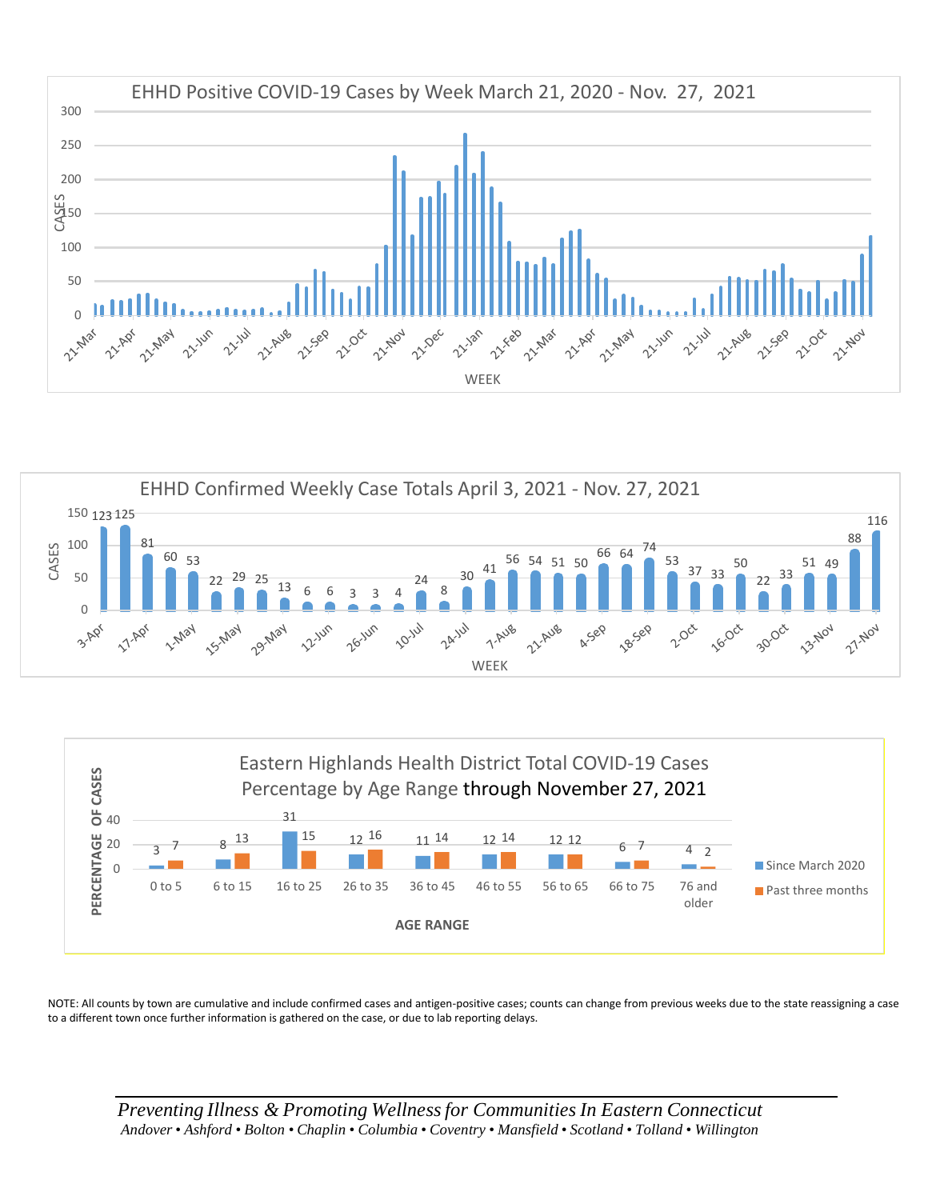EHHD Positive COVID-19 Cases by Week March 21, 2020 - Nov. 27, 2021

CASES

300
250
200
150
100
50
0

21-Mar 21-Apr 21-May 21-Jun 21-Jul 21-Aug 21-Sep 21-Oct 21-Nov 21-Dec 21-Jan 21-Feb 21-Mar 21-Apr 21-May 21-Jun 21-Jul 21-Aug 21-Sep 21-Oct 21-Nov

WEEK

EHHD Confirmed Weekly Case Totals April 3, 2021 - Nov. 27, 2021

CASES

150
100
50
0

123 125 81 60 53 22 29 25 13 6 6 3 3 4 24 8 30 41 56 54 51 50 66 64 74 53 37 33 50 22 33 51 49 88 116

3-Apr 17-Apr 1-May 15-May 29-May 12-Jun 26-Jun 10-Jul 24-Jul 7-Aug 21-Aug 4-Sep 18-Sep 2-Oct 16-Oct 30-Oct 13-Nov 27-Nov

WEEK

Eastern Highlands Health District Total COVID-19 Cases Percentage by Age Range **through November 27, 2021**

PERCENTAGE OF CASES

40
20
0

0 to 5: 3, 7
6 to 15: 8, 13
16 to 25: 31, 15
26 to 35: 12, 16
36 to 45: 11, 14
46 to 55: 12, 14
56 to 65: 12, 12
66 to 75: 6, 7
76 and older: 4, 2

AGE RANGE

Since March 2020
Past three months

NOTE: All counts by town are cumulative and include confirmed cases and antigen-positive cases; counts can change from previous weeks due to the state reassigning a case to a different town once further information is gathered on the case, or due to lab reporting delays.

*Preventing Illness & Promoting Wellness for Communities In Eastern Connecticut*
*Andover • Ashford • Bolton • Chaplin • Columbia • Coventry • Mansfield • Scotland • Tolland • Willington*